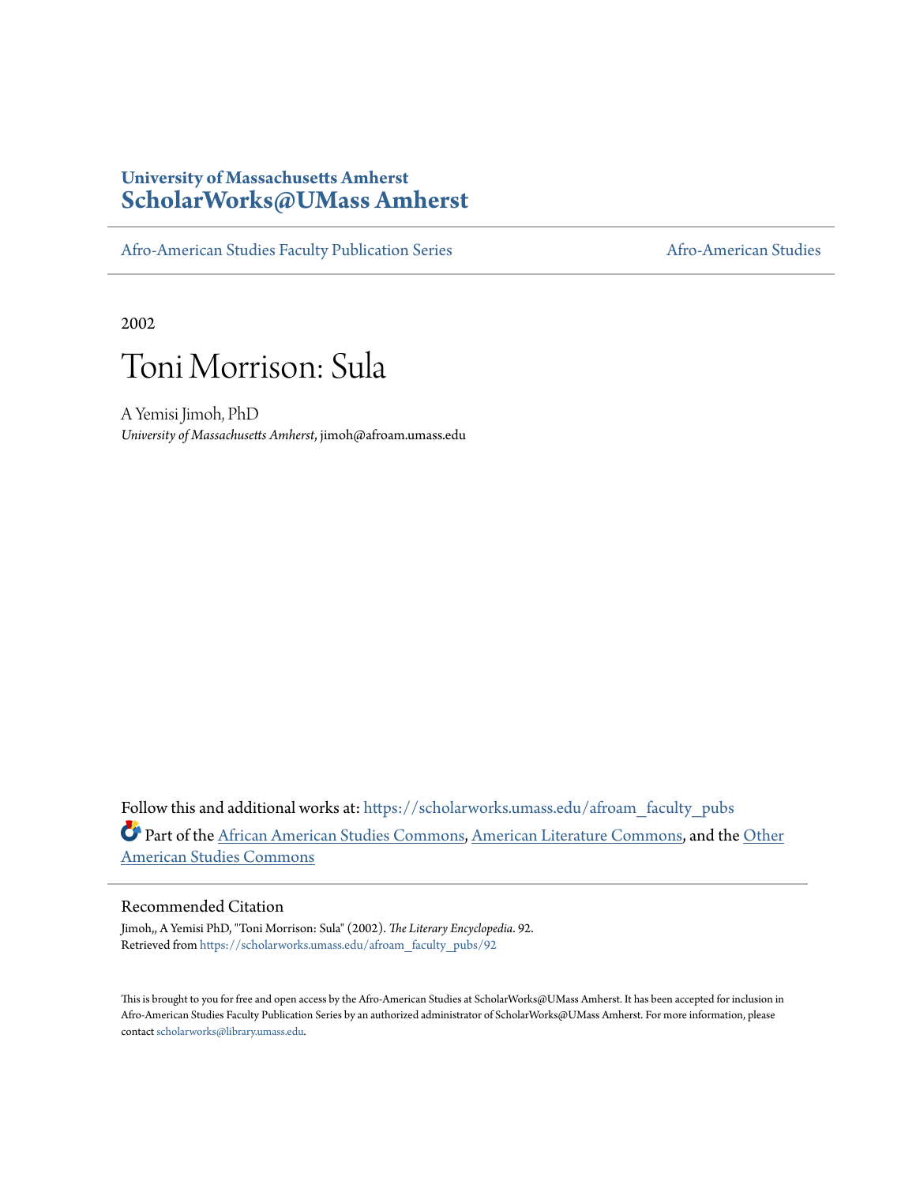University of Massachusetts Amherst
**ScholarWorks@UMass Amherst**

Afro-American Studies Faculty Publication Series | Afro-American Studies

2002

# Toni Morrison: Sula

A Yemisi Jimoh, PhD
*University of Massachusetts Amherst*, jimoh@afroam.umass.edu

Follow this and additional works at: https://scholarworks.umass.edu/afroam_faculty_pubs

Part of the African American Studies Commons, American Literature Commons, and the Other American Studies Commons

## Recommended Citation

Jimoh,, A Yemisi PhD, "Toni Morrison: Sula" (2002). *The Literary Encyclopedia*. 92.
Retrieved from https://scholarworks.umass.edu/afroam_faculty_pubs/92

This is brought to you for free and open access by the Afro-American Studies at ScholarWorks@UMass Amherst. It has been accepted for inclusion in Afro-American Studies Faculty Publication Series by an authorized administrator of ScholarWorks@UMass Amherst. For more information, please contact scholarworks@library.umass.edu.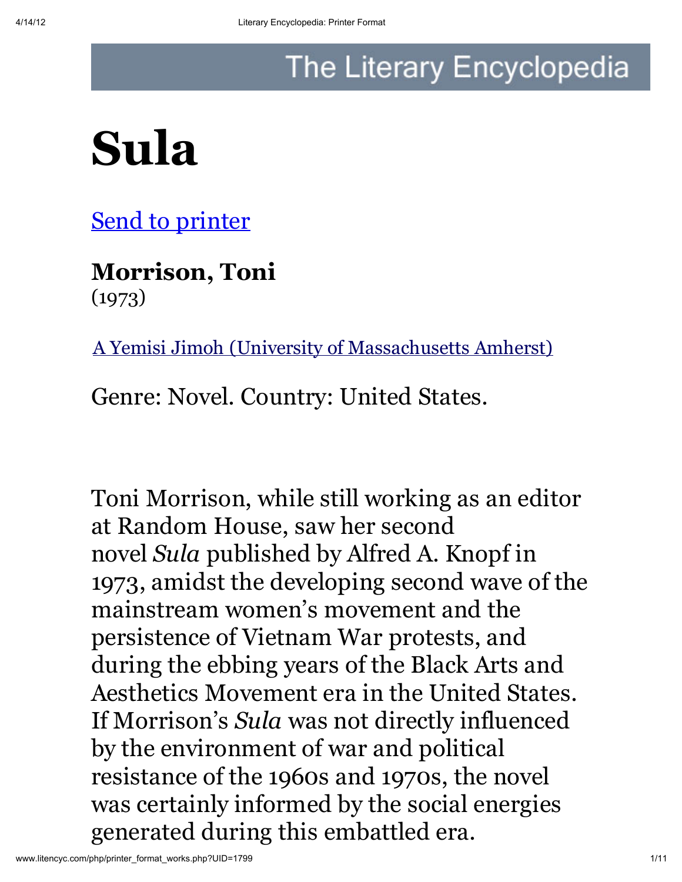# Sula

[Send to printer]()

**Morrison, Toni**
(1973)

[A Yemisi Jimoh (University of Massachusetts Amherst)]()

Genre: Novel. Country: United States.

Toni Morrison, while still working as an editor at Random House, saw her second novel *Sula* published by Alfred A. Knopf in 1973, amidst the developing second wave of the mainstream women's movement and the persistence of Vietnam War protests, and during the ebbing years of the Black Arts and Aesthetics Movement era in the United States. If Morrison's *Sula* was not directly influenced by the environment of war and political resistance of the 1960s and 1970s, the novel was certainly informed by the social energies generated during this embattled era.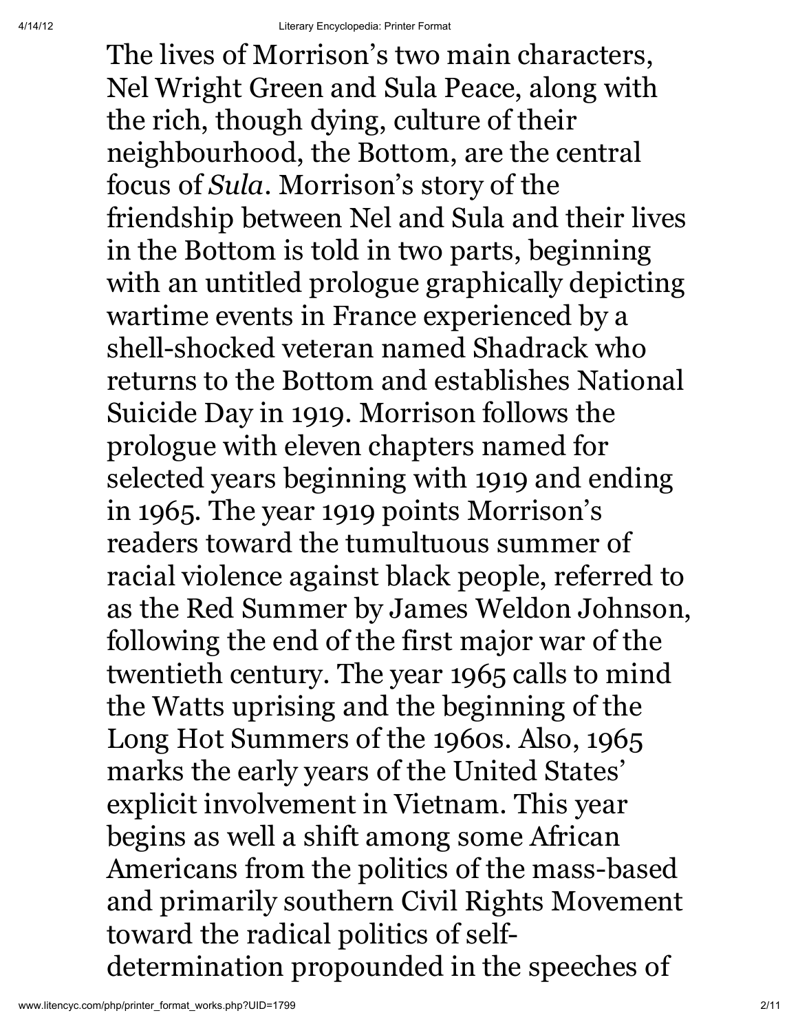The lives of Morrison's two main characters, Nel Wright Green and Sula Peace, along with the rich, though dying, culture of their neighbourhood, the Bottom, are the central focus of *Sula*. Morrison's story of the friendship between Nel and Sula and their lives in the Bottom is told in two parts, beginning with an untitled prologue graphically depicting wartime events in France experienced by a shell-shocked veteran named Shadrack who returns to the Bottom and establishes National Suicide Day in 1919. Morrison follows the prologue with eleven chapters named for selected years beginning with 1919 and ending in 1965. The year 1919 points Morrison's readers toward the tumultuous summer of racial violence against black people, referred to as the Red Summer by James Weldon Johnson, following the end of the first major war of the twentieth century. The year 1965 calls to mind the Watts uprising and the beginning of the Long Hot Summers of the 1960s. Also, 1965 marks the early years of the United States' explicit involvement in Vietnam. This year begins as well a shift among some African Americans from the politics of the mass-based and primarily southern Civil Rights Movement toward the radical politics of self-determination propounded in the speeches of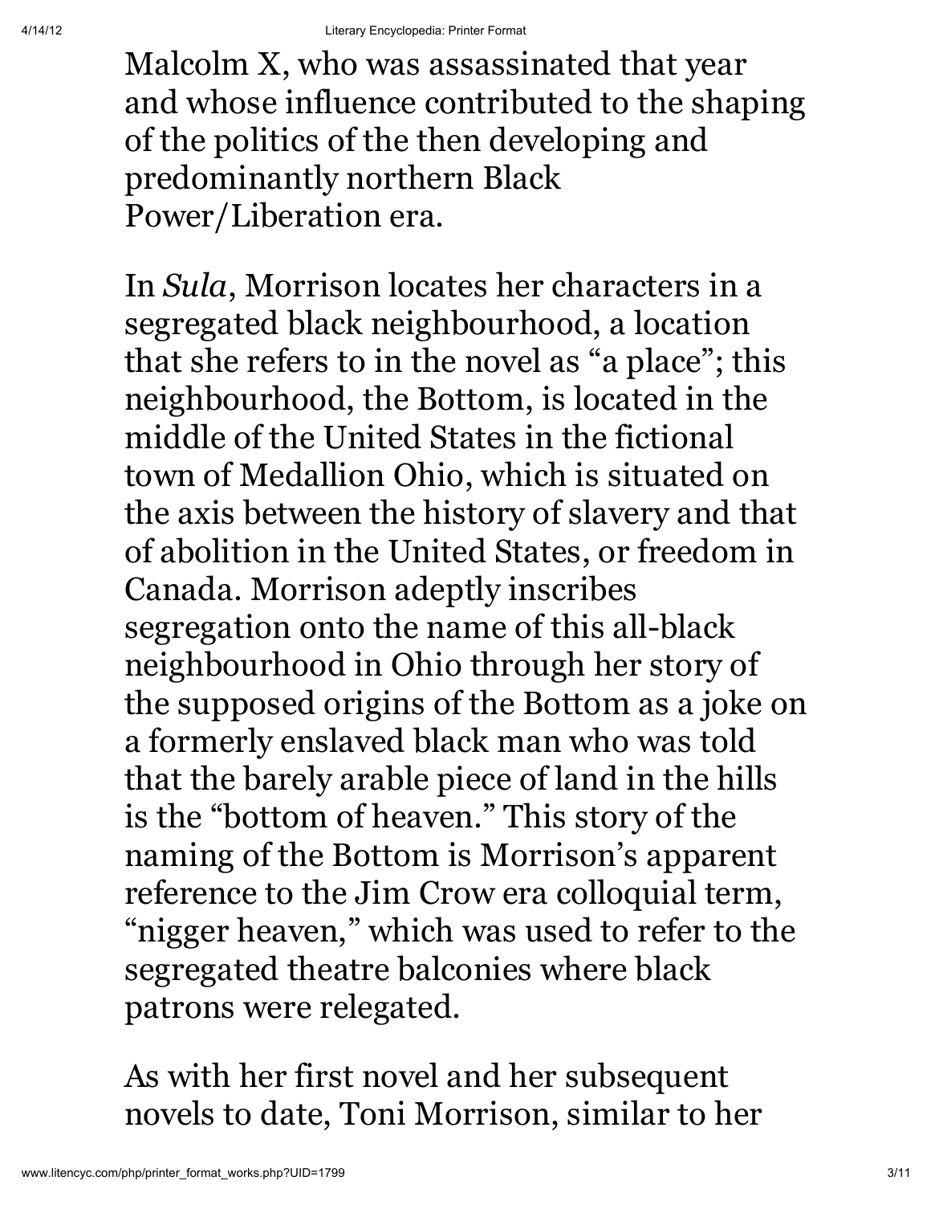Malcolm X, who was assassinated that year and whose influence contributed to the shaping of the politics of the then developing and predominantly northern Black Power/Liberation era.

In *Sula*, Morrison locates her characters in a segregated black neighbourhood, a location that she refers to in the novel as "a place"; this neighbourhood, the Bottom, is located in the middle of the United States in the fictional town of Medallion Ohio, which is situated on the axis between the history of slavery and that of abolition in the United States, or freedom in Canada. Morrison adeptly inscribes segregation onto the name of this all-black neighbourhood in Ohio through her story of the supposed origins of the Bottom as a joke on a formerly enslaved black man who was told that the barely arable piece of land in the hills is the "bottom of heaven." This story of the naming of the Bottom is Morrison's apparent reference to the Jim Crow era colloquial term, "nigger heaven," which was used to refer to the segregated theatre balconies where black patrons were relegated.

As with her first novel and her subsequent novels to date, Toni Morrison, similar to her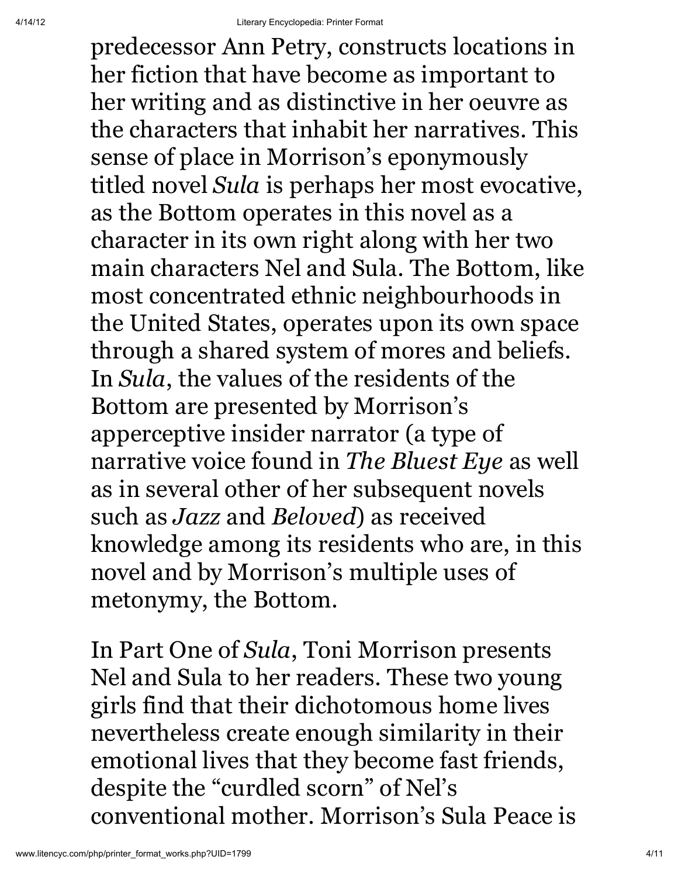predecessor Ann Petry, constructs locations in her fiction that have become as important to her writing and as distinctive in her oeuvre as the characters that inhabit her narratives. This sense of place in Morrison's eponymously titled novel *Sula* is perhaps her most evocative, as the Bottom operates in this novel as a character in its own right along with her two main characters Nel and Sula. The Bottom, like most concentrated ethnic neighbourhoods in the United States, operates upon its own space through a shared system of mores and beliefs. In *Sula*, the values of the residents of the Bottom are presented by Morrison's apperceptive insider narrator (a type of narrative voice found in *The Bluest Eye* as well as in several other of her subsequent novels such as *Jazz* and *Beloved*) as received knowledge among its residents who are, in this novel and by Morrison's multiple uses of metonymy, the Bottom.

In Part One of *Sula*, Toni Morrison presents Nel and Sula to her readers. These two young girls find that their dichotomous home lives nevertheless create enough similarity in their emotional lives that they become fast friends, despite the "curdled scorn" of Nel's conventional mother. Morrison's Sula Peace is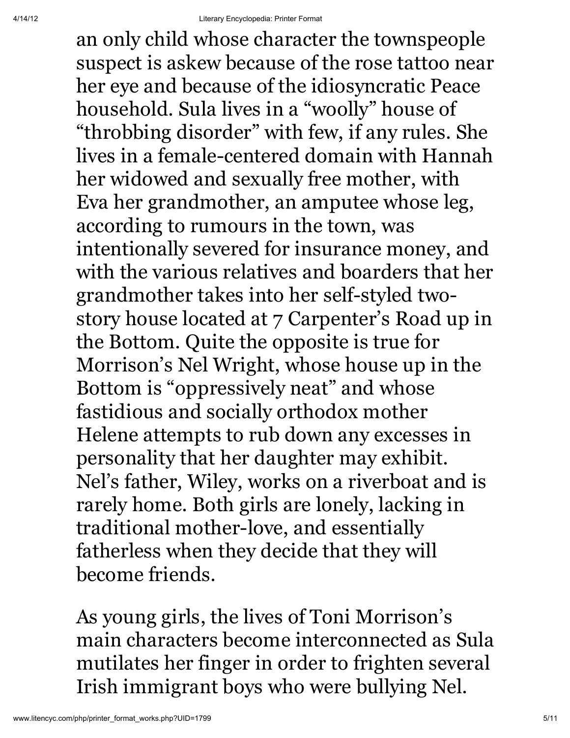an only child whose character the townspeople suspect is askew because of the rose tattoo near her eye and because of the idiosyncratic Peace household. Sula lives in a "woolly" house of "throbbing disorder" with few, if any rules. She lives in a female-centered domain with Hannah her widowed and sexually free mother, with Eva her grandmother, an amputee whose leg, according to rumours in the town, was intentionally severed for insurance money, and with the various relatives and boarders that her grandmother takes into her self-styled two-story house located at 7 Carpenter's Road up in the Bottom. Quite the opposite is true for Morrison's Nel Wright, whose house up in the Bottom is "oppressively neat" and whose fastidious and socially orthodox mother Helene attempts to rub down any excesses in personality that her daughter may exhibit. Nel's father, Wiley, works on a riverboat and is rarely home. Both girls are lonely, lacking in traditional mother-love, and essentially fatherless when they decide that they will become friends.

As young girls, the lives of Toni Morrison's main characters become interconnected as Sula mutilates her finger in order to frighten several Irish immigrant boys who were bullying Nel.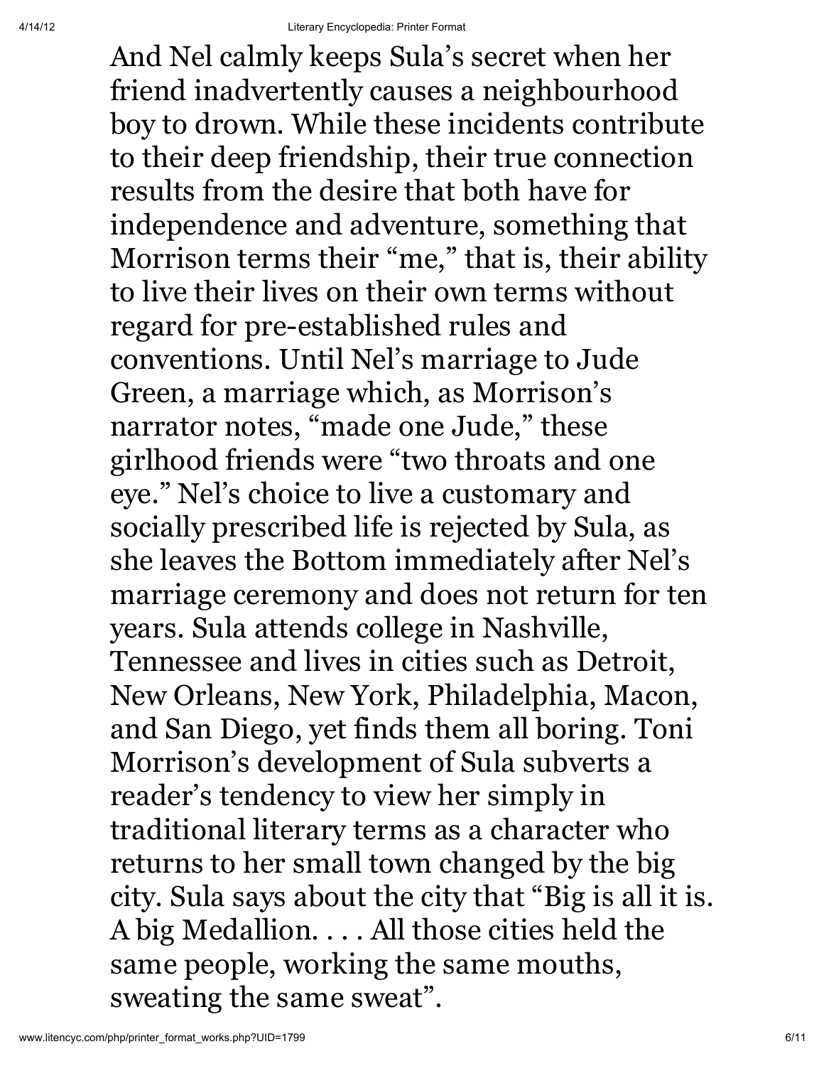And Nel calmly keeps Sula's secret when her friend inadvertently causes a neighbourhood boy to drown. While these incidents contribute to their deep friendship, their true connection results from the desire that both have for independence and adventure, something that Morrison terms their "me," that is, their ability to live their lives on their own terms without regard for pre-established rules and conventions. Until Nel's marriage to Jude Green, a marriage which, as Morrison's narrator notes, "made one Jude," these girlhood friends were "two throats and one eye." Nel's choice to live a customary and socially prescribed life is rejected by Sula, as she leaves the Bottom immediately after Nel's marriage ceremony and does not return for ten years. Sula attends college in Nashville, Tennessee and lives in cities such as Detroit, New Orleans, New York, Philadelphia, Macon, and San Diego, yet finds them all boring. Toni Morrison's development of Sula subverts a reader's tendency to view her simply in traditional literary terms as a character who returns to her small town changed by the big city. Sula says about the city that "Big is all it is. A big Medallion. . . . All those cities held the same people, working the same mouths, sweating the same sweat".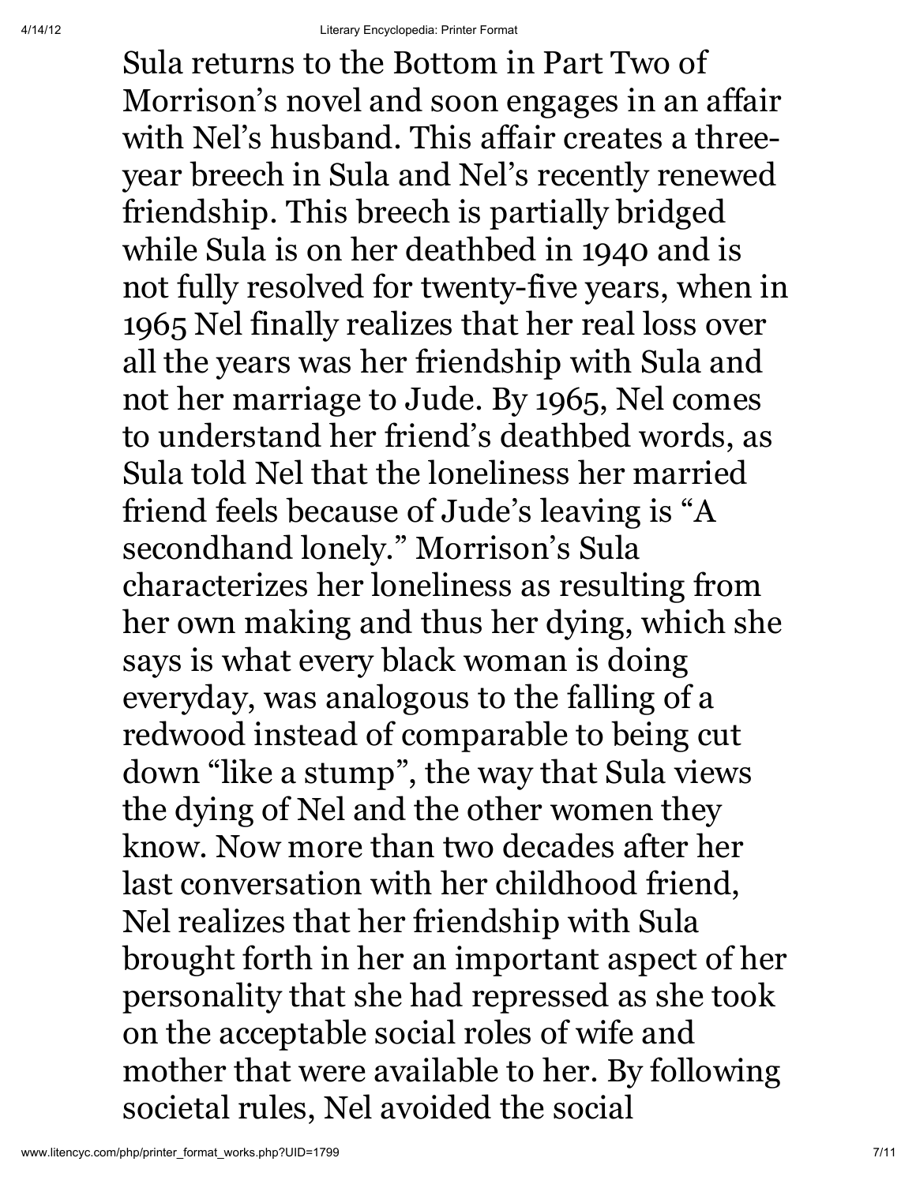Sula returns to the Bottom in Part Two of Morrison's novel and soon engages in an affair with Nel's husband. This affair creates a three-year breech in Sula and Nel's recently renewed friendship. This breech is partially bridged while Sula is on her deathbed in 1940 and is not fully resolved for twenty-five years, when in 1965 Nel finally realizes that her real loss over all the years was her friendship with Sula and not her marriage to Jude. By 1965, Nel comes to understand her friend's deathbed words, as Sula told Nel that the loneliness her married friend feels because of Jude's leaving is "A secondhand lonely." Morrison's Sula characterizes her loneliness as resulting from her own making and thus her dying, which she says is what every black woman is doing everyday, was analogous to the falling of a redwood instead of comparable to being cut down "like a stump", the way that Sula views the dying of Nel and the other women they know. Now more than two decades after her last conversation with her childhood friend, Nel realizes that her friendship with Sula brought forth in her an important aspect of her personality that she had repressed as she took on the acceptable social roles of wife and mother that were available to her. By following societal rules, Nel avoided the social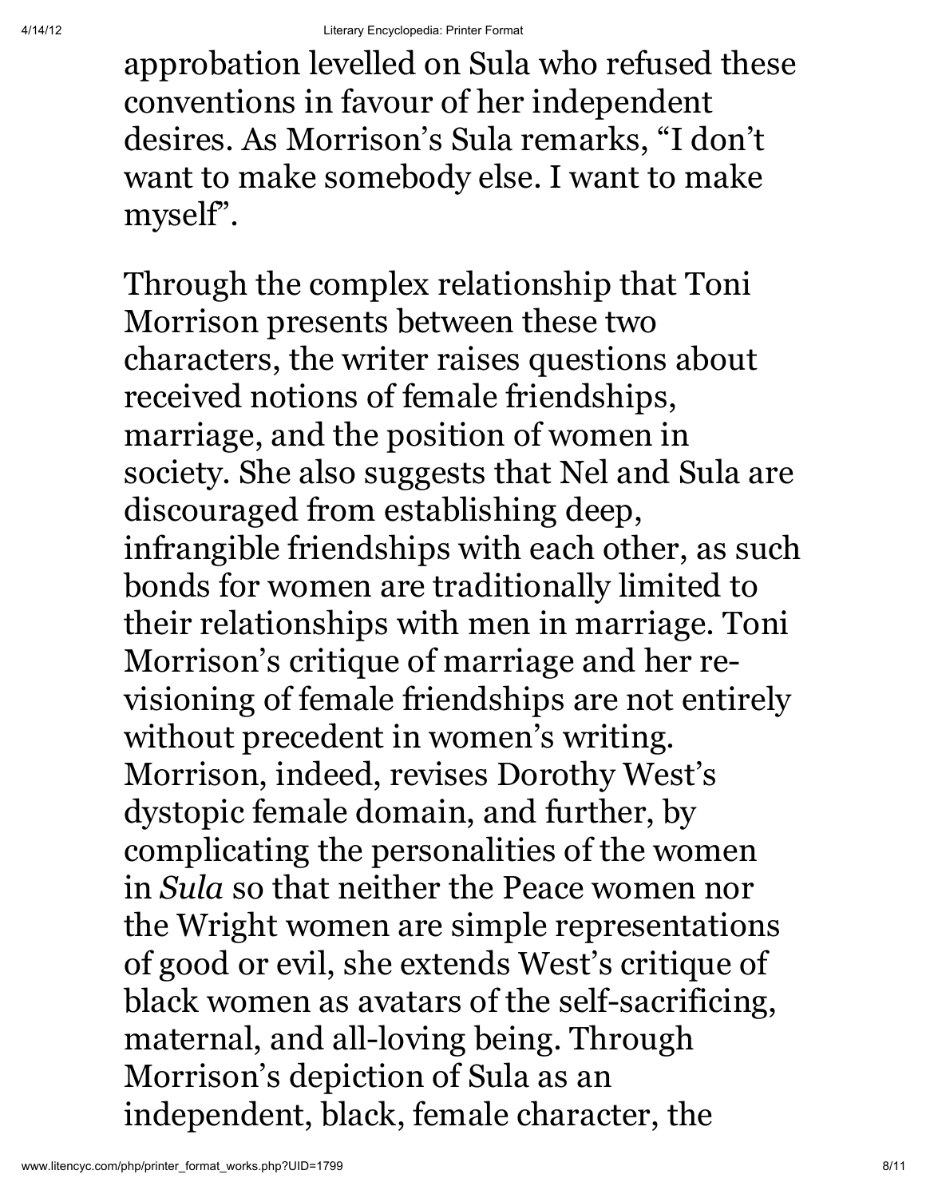approbation levelled on Sula who refused these conventions in favour of her independent desires. As Morrison's Sula remarks, "I don't want to make somebody else. I want to make myself".

Through the complex relationship that Toni Morrison presents between these two characters, the writer raises questions about received notions of female friendships, marriage, and the position of women in society. She also suggests that Nel and Sula are discouraged from establishing deep, infrangible friendships with each other, as such bonds for women are traditionally limited to their relationships with men in marriage. Toni Morrison's critique of marriage and her re-visioning of female friendships are not entirely without precedent in women's writing. Morrison, indeed, revises Dorothy West's dystopic female domain, and further, by complicating the personalities of the women in *Sula* so that neither the Peace women nor the Wright women are simple representations of good or evil, she extends West's critique of black women as avatars of the self-sacrificing, maternal, and all-loving being. Through Morrison's depiction of Sula as an independent, black, female character, the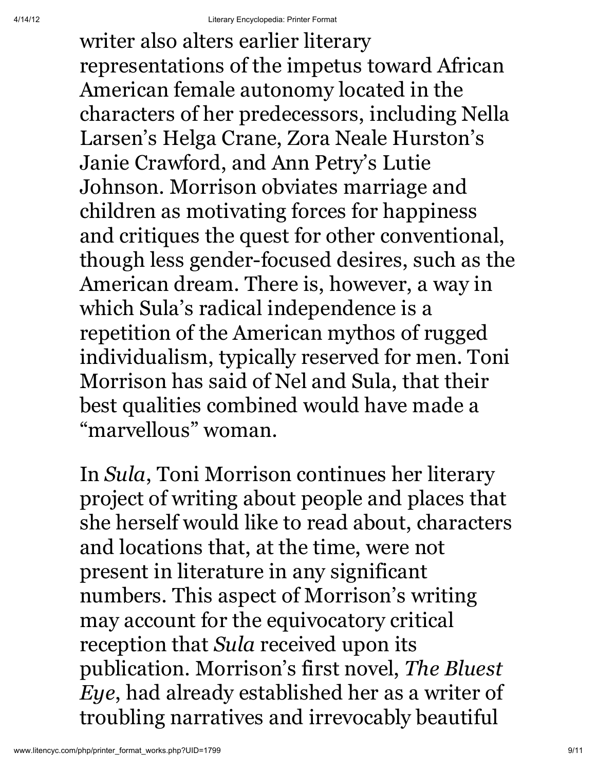writer also alters earlier literary representations of the impetus toward African American female autonomy located in the characters of her predecessors, including Nella Larsen's Helga Crane, Zora Neale Hurston's Janie Crawford, and Ann Petry's Lutie Johnson. Morrison obviates marriage and children as motivating forces for happiness and critiques the quest for other conventional, though less gender-focused desires, such as the American dream. There is, however, a way in which Sula's radical independence is a repetition of the American mythos of rugged individualism, typically reserved for men. Toni Morrison has said of Nel and Sula, that their best qualities combined would have made a "marvellous" woman.

In *Sula*, Toni Morrison continues her literary project of writing about people and places that she herself would like to read about, characters and locations that, at the time, were not present in literature in any significant numbers. This aspect of Morrison's writing may account for the equivocatory critical reception that *Sula* received upon its publication. Morrison's first novel, *The Bluest Eye*, had already established her as a writer of troubling narratives and irrevocably beautiful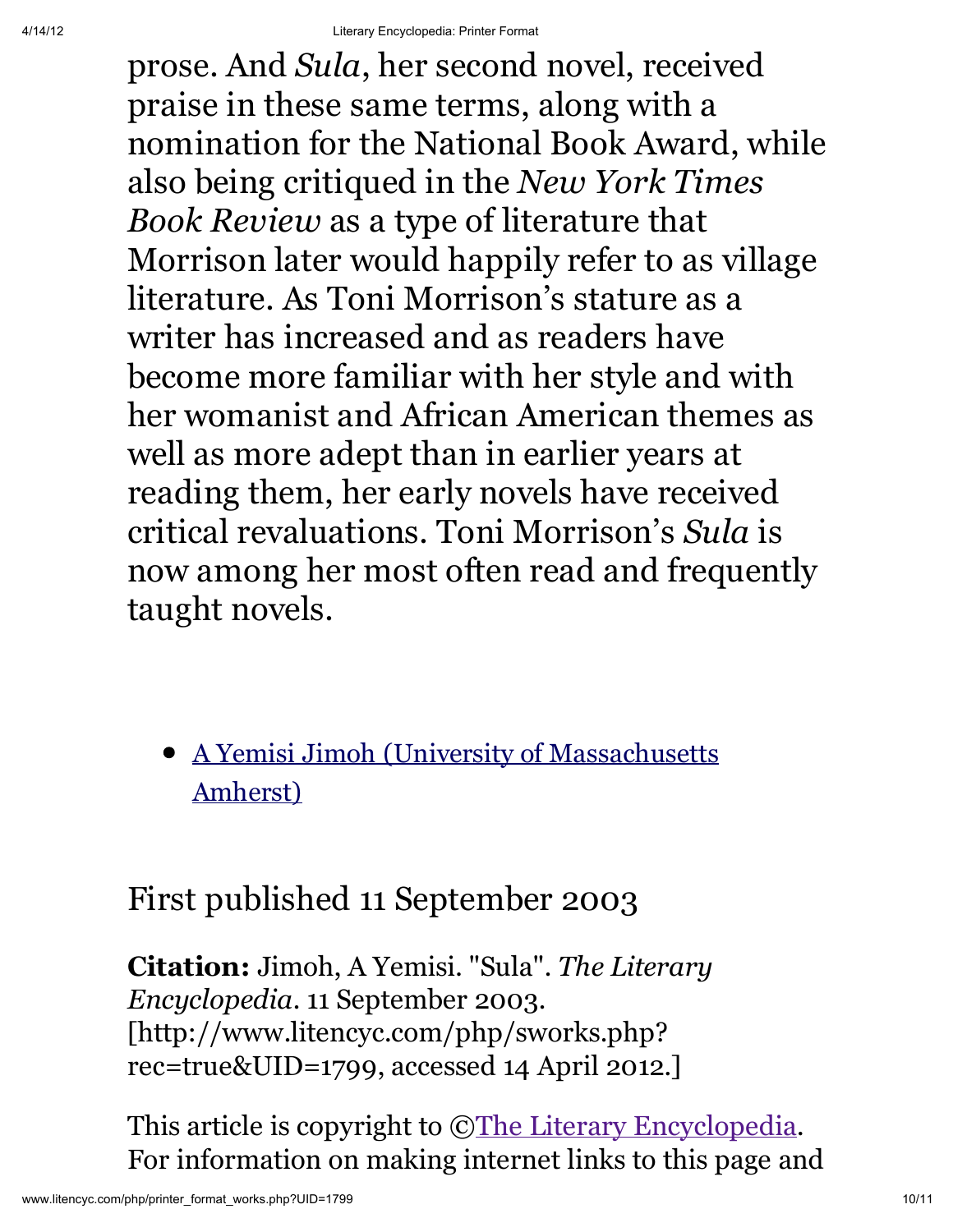prose. And *Sula*, her second novel, received praise in these same terms, along with a nomination for the National Book Award, while also being critiqued in the *New York Times Book Review* as a type of literature that Morrison later would happily refer to as village literature. As Toni Morrison's stature as a writer has increased and as readers have become more familiar with her style and with her womanist and African American themes as well as more adept than in earlier years at reading them, her early novels have received critical revaluations. Toni Morrison's *Sula* is now among her most often read and frequently taught novels.

- A Yemisi Jimoh (University of Massachusetts Amherst)

First published 11 September 2003

**Citation:** Jimoh, A Yemisi. "Sula". *The Literary Encyclopedia*. 11 September 2003. [http://www.litencyc.com/php/sworks.php?rec=true&UID=1799, accessed 14 April 2012.]

This article is copyright to ©The Literary Encyclopedia. For information on making internet links to this page and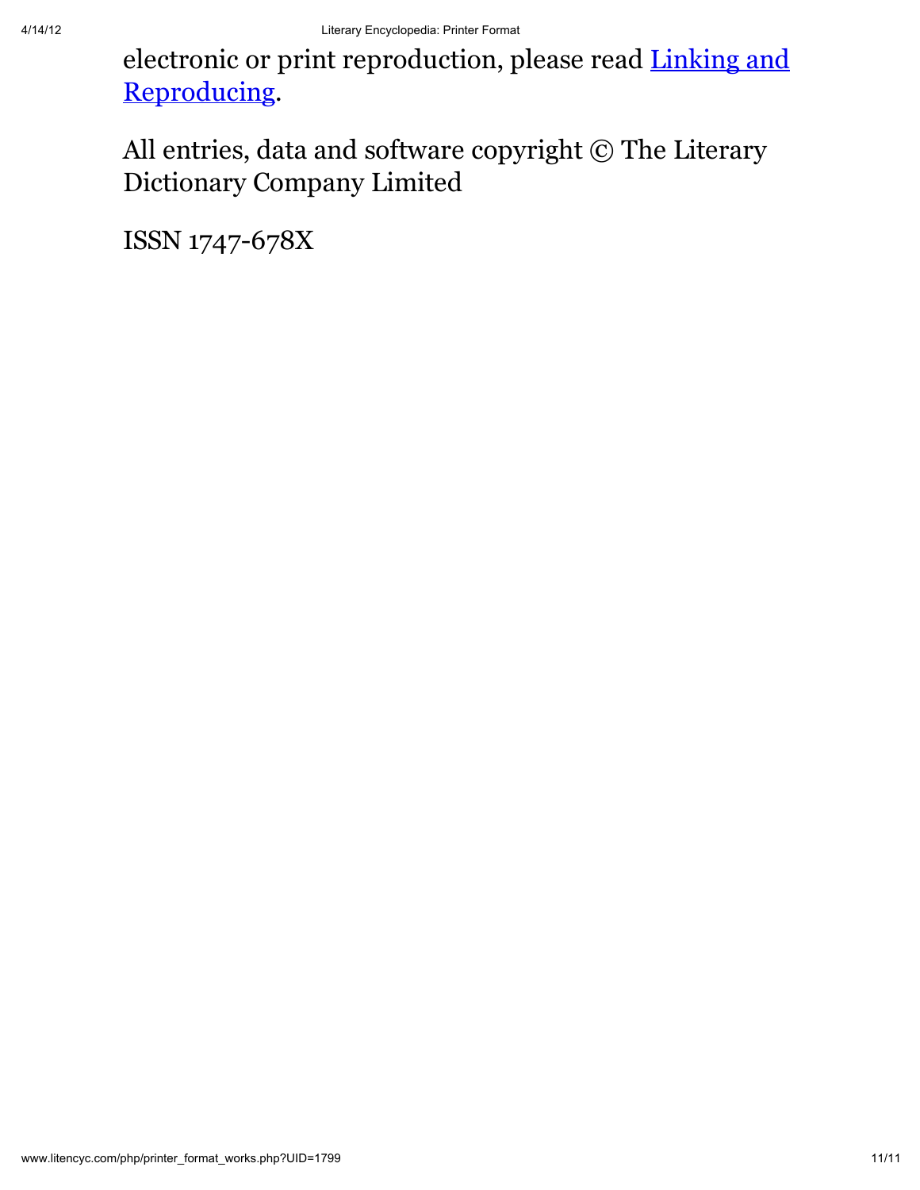electronic or print reproduction, please read Linking and Reproducing.

All entries, data and software copyright © The Literary Dictionary Company Limited

ISSN 1747-678X